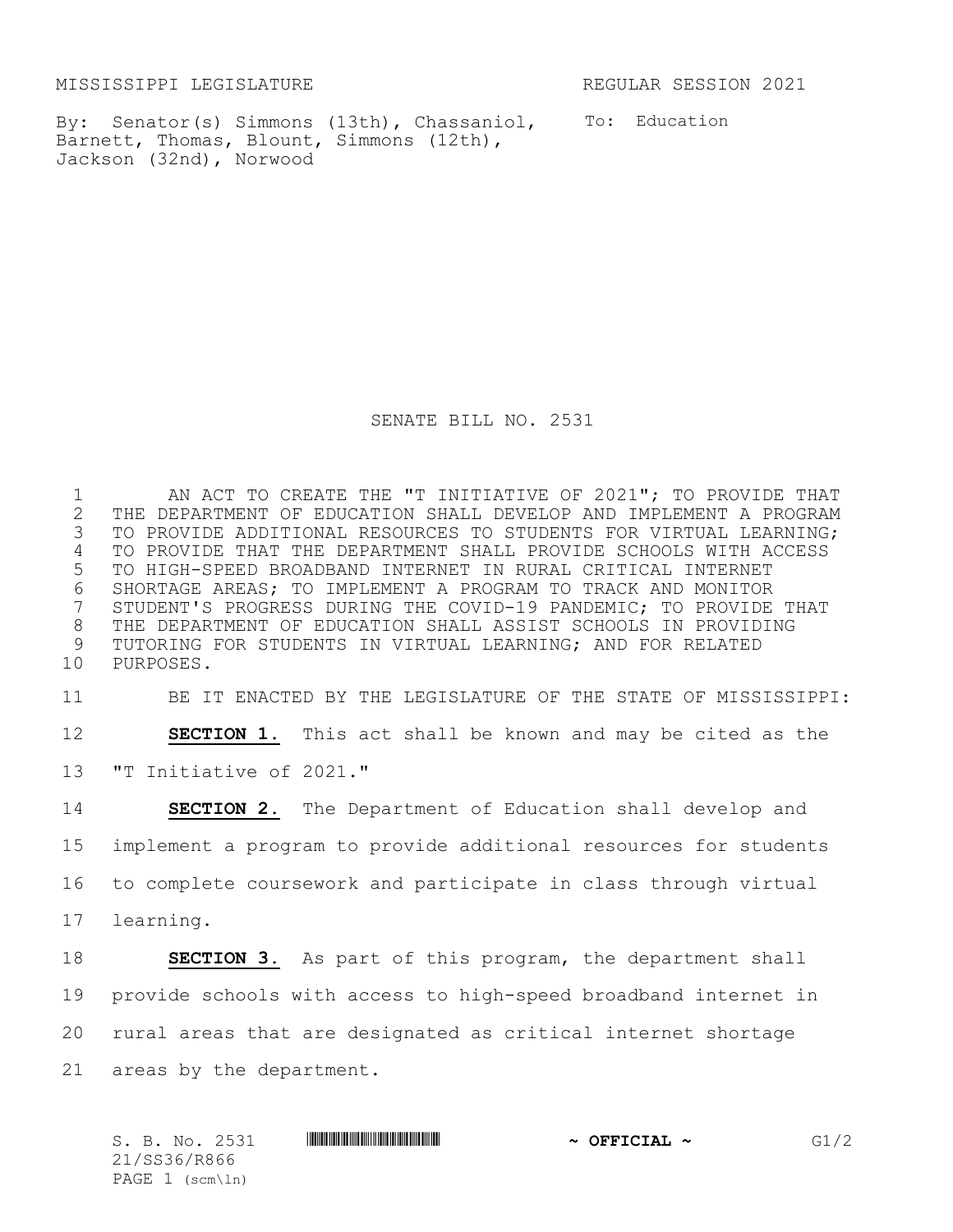MISSISSIPPI LEGISLATURE REGULAR SESSION 2021

By: Senator(s) Simmons (13th), Chassaniol, Barnett, Thomas, Blount, Simmons (12th), Jackson (32nd), Norwood

To: Education

# SENATE BILL NO. 2531

AN ACT TO CREATE THE "T INITIATIVE OF 2021"; TO PROVIDE THAT THE DEPARTMENT OF EDUCATION SHALL DEVELOP AND IMPLEMENT A PROGRAM TO PROVIDE ADDITIONAL RESOURCES TO STUDENTS FOR VIRTUAL LEARNING; TO PROVIDE THAT THE DEPARTMENT SHALL PROVIDE SCHOOLS WITH ACCESS TO HIGH-SPEED BROADBAND INTERNET IN RURAL CRITICAL INTERNET SHORTAGE AREAS; TO IMPLEMENT A PROGRAM TO TRACK AND MONITOR STUDENT'S PROGRESS DURING THE COVID-19 PANDEMIC; TO PROVIDE THAT THE DEPARTMENT OF EDUCATION SHALL ASSIST SCHOOLS IN PROVIDING TUTORING FOR STUDENTS IN VIRTUAL LEARNING; AND FOR RELATED PURPOSES.

BE IT ENACTED BY THE LEGISLATURE OF THE STATE OF MISSISSIPPI:

**SECTION 1.** This act shall be known and may be cited as the "T Initiative of 2021."

**SECTION 2.** The Department of Education shall develop and implement a program to provide additional resources for students to complete coursework and participate in class through virtual learning.

**SECTION 3.** As part of this program, the department shall provide schools with access to high-speed broadband internet in rural areas that are designated as critical internet shortage areas by the department.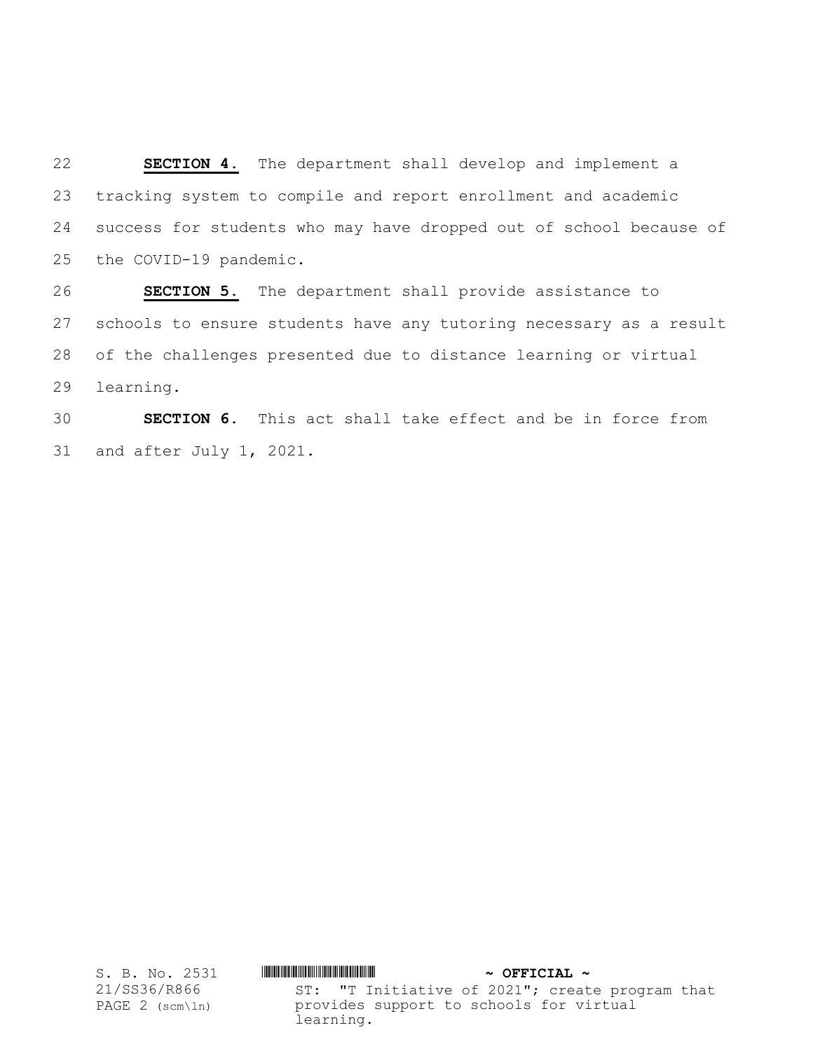**SECTION 4.** The department shall develop and implement a tracking system to compile and report enrollment and academic success for students who may have dropped out of school because of the COVID-19 pandemic.

**SECTION 5.** The department shall provide assistance to schools to ensure students have any tutoring necessary as a result of the challenges presented due to distance learning or virtual learning.

**SECTION 6.** This act shall take effect and be in force from and after July 1, 2021.